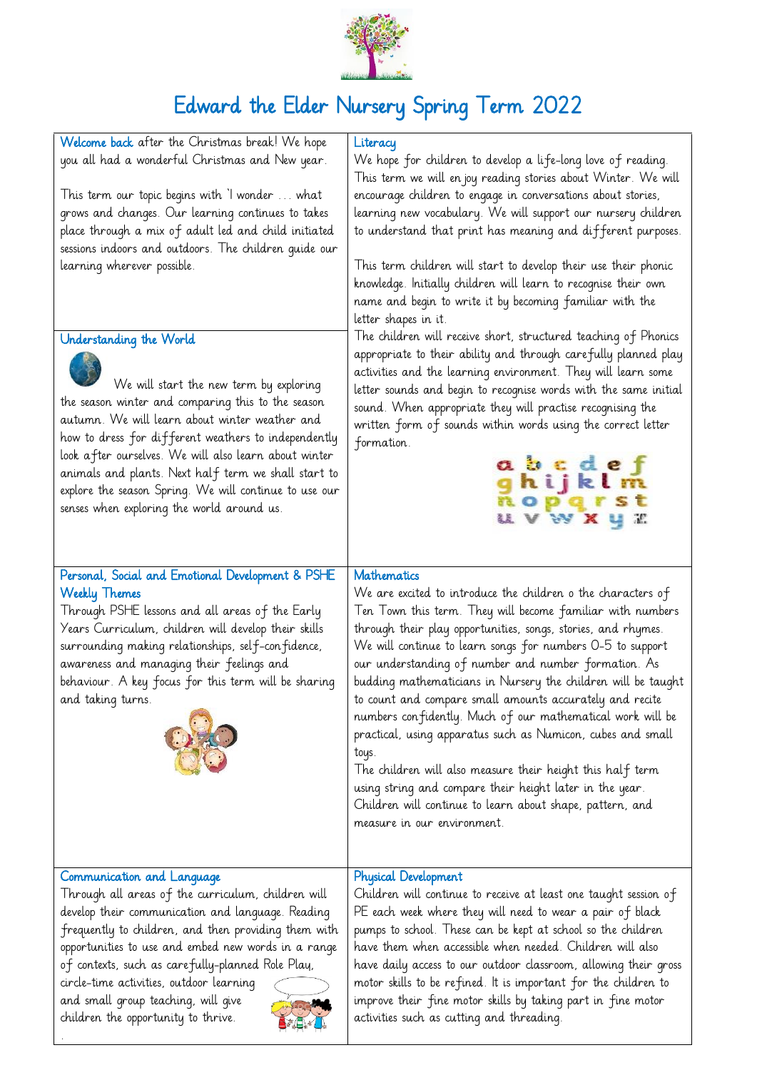# Edward the Elder Nursery Spring Term 2022

Welcome back after the Christmas break! We hope you all had a wonderful Christmas and New year.

This term our topic begins with 'I wonder … what grows and changes. Our learning continues to takes place through a mix of adult led and child initiated sessions indoors and outdoors. The children guide our learning wherever possible.

## Understanding the World

We will start the new term by exploring the season winter and comparing this to the season autumn. We will learn about winter weather and how to dress for different weathers to independently look after ourselves. We will also learn about winter animals and plants. Next half term we shall start to explore the season Spring. We will continue to use our senses when exploring the world around us.

## Literacy

We hope for children to develop a life-long love of reading. This term we will enjoy reading stories about Winter. We will encourage children to engage in conversations about stories, learning new vocabulary. We will support our nursery children to understand that print has meaning and different purposes.

This term children will start to develop their use their phonic knowledge. Initially children will learn to recognise their own name and begin to write it by becoming familiar with the letter shapes in it.

The children will receive short, structured teaching of Phonics appropriate to their ability and through carefully planned play activities and the learning environment. They will learn some letter sounds and begin to recognise words with the same initial sound. When appropriate they will practise recognising the written form of sounds within words using the correct letter formation.

## Personal, Social and Emotional Development & PSHE Weekly Themes

Through PSHE lessons and all areas of the Early Years Curriculum, children will develop their skills surrounding making relationships, self-confidence, awareness and managing their feelings and behaviour. A key focus for this term will be sharing and taking turns.

## Mathematics

We are excited to introduce the children o the characters of Ten Town this term. They will become familiar with numbers through their play opportunities, songs, stories, and rhymes. We will continue to learn songs for numbers 0-5 to support our understanding of number and number formation. As budding mathematicians in Nursery the children will be taught to count and compare small amounts accurately and recite numbers confidently. Much of our mathematical work will be practical, using apparatus such as Numicon, cubes and small toys.

The children will also measure their height this half term using string and compare their height later in the year. Children will continue to learn about shape, pattern, and measure in our environment.

## Communication and Language

Through all areas of the curriculum, children will develop their communication and language. Reading frequently to children, and then providing them with opportunities to use and embed new words in a range of contexts, such as carefully-planned Role Play, circle-time activities, outdoor learning and small group teaching, will give children the opportunity to thrive.

## Physical Development

Children will continue to receive at least one taught session of PE each week where they will need to wear a pair of black pumps to school. These can be kept at school so the children have them when accessible when needed. Children will also have daily access to our outdoor classroom, allowing their gross motor skills to be refined. It is important for the children to improve their fine motor skills by taking part in fine motor activities such as cutting and threading.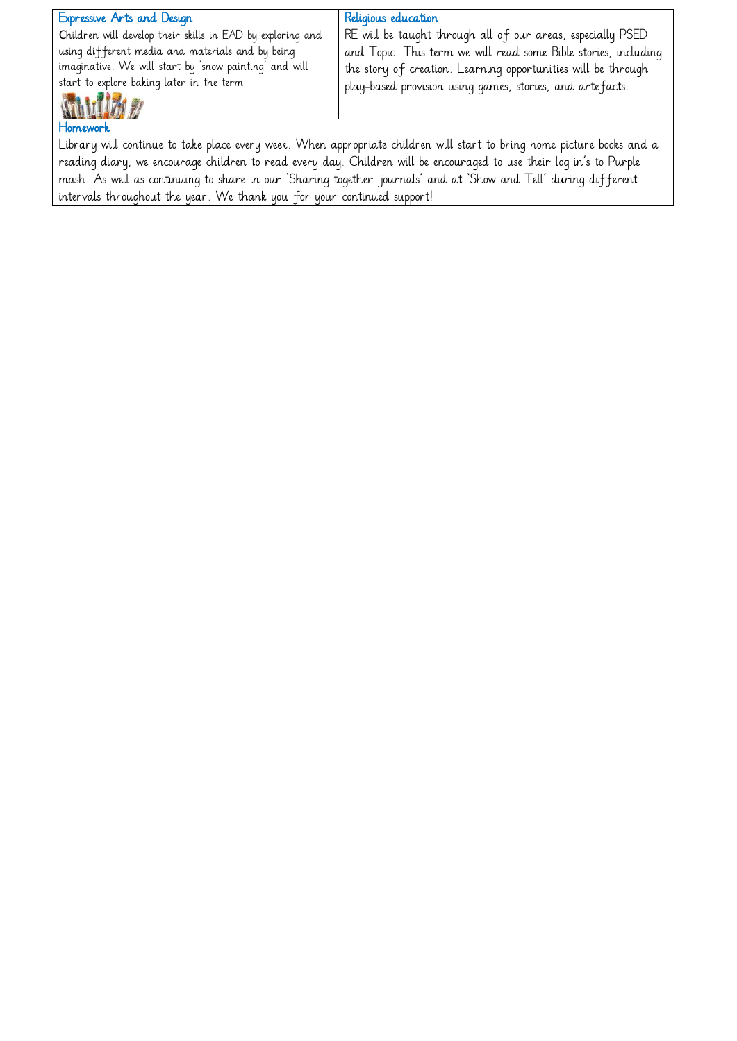## Expressive Arts and Design

Children will develop their skills in EAD by exploring and using different media and materials and by being imaginative. We will start by 'snow painting' and will start to explore baking later in the term

## Religious education

RE will be taught through all of our areas, especially PSED and Topic. This term we will read some Bible stories, including the story of creation. Learning opportunities will be through play-based provision using games, stories, and artefacts.

## Homework

Library will continue to take place every week. When appropriate children will start to bring home picture books and a reading diary, we encourage children to read every day. Children will be encouraged to use their log in's to Purple mash. As well as continuing to share in our 'Sharing together journals' and at 'Show and Tell' during different intervals throughout the year. We thank you for your continued support!